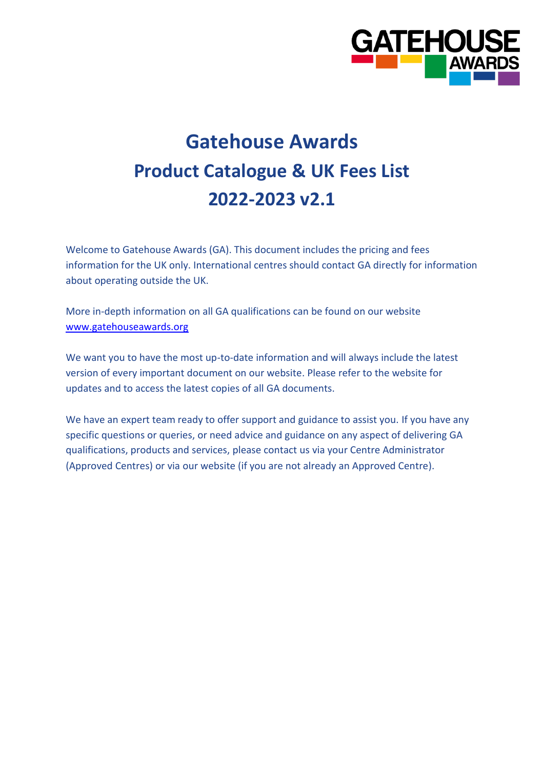# Gatehouse Awards

## Product Catalogue & UK Fees List

## 2022-2023 v2.1

Welcome to Gatehouse Awards (GA). This document includes the pricing and fees information for the UK only. International centres should contact GA directly for information about operating outside the UK.

More in-depth information on all GA qualifications can be found on our website [www.gatehouseawards.org](http://www.gatehouseawards.org)

We want you to have the most up-to-date information and will always include the latest version of every important document on our website. Please refer to the website for updates and to access the latest copies of all GA documents.

We have an expert team ready to offer support and guidance to assist you. If you have any specific questions or queries, or need advice and guidance on any aspect of delivering GA qualifications, products and services, please contact us via your Centre Administrator (Approved Centres) or via our website (if you are not already an Approved Centre).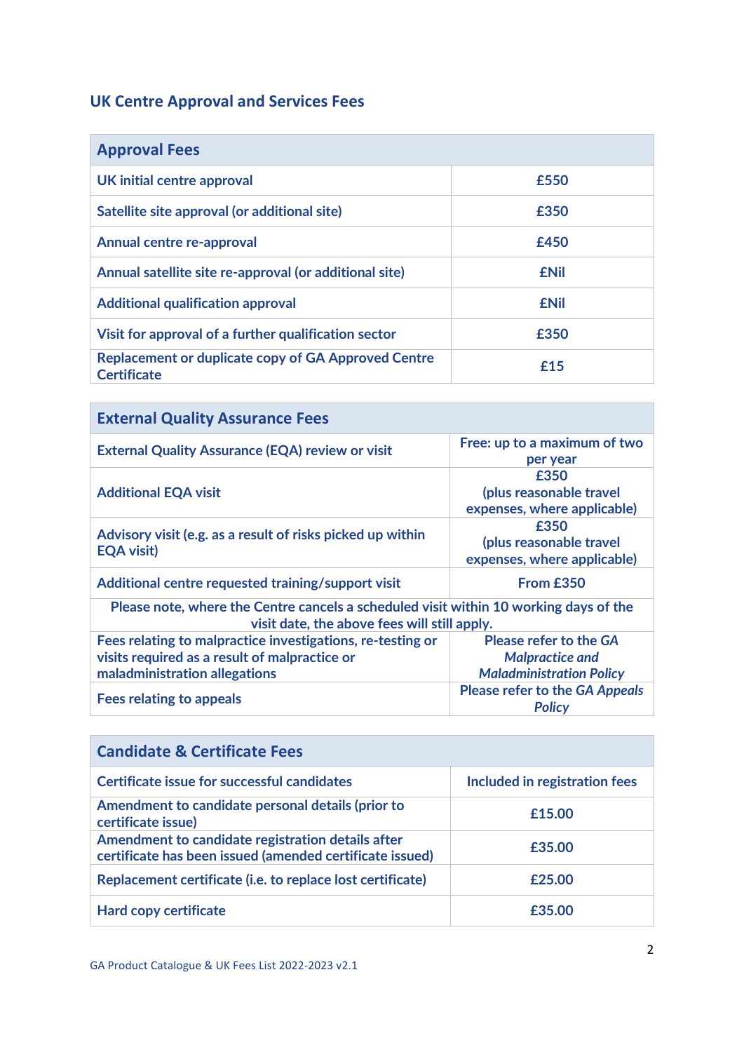## UK Centre Approval and Services Fees

| Approval Fees | |
|---|---|
| UK initial centre approval | £550 |
| Satellite site approval (or additional site) | £350 |
| Annual centre re-approval | £450 |
| Annual satellite site re-approval (or additional site) | £Nil |
| Additional qualification approval | £Nil |
| Visit for approval of a further qualification sector | £350 |
| Replacement or duplicate copy of GA Approved Centre Certificate | £15 |

| External Quality Assurance Fees | |
|---|---|
| External Quality Assurance (EQA) review or visit | Free: up to a maximum of two per year |
| Additional EQA visit | £350 (plus reasonable travel expenses, where applicable) |
| Advisory visit (e.g. as a result of risks picked up within EQA visit) | £350 (plus reasonable travel expenses, where applicable) |
| Additional centre requested training/support visit | From £350 |
| Please note, where the Centre cancels a scheduled visit within 10 working days of the visit date, the above fees will still apply. | |
| Fees relating to malpractice investigations, re-testing or visits required as a result of malpractice or maladministration allegations | Please refer to the *GA Malpractice and Maladministration Policy* |
| Fees relating to appeals | Please refer to the *GA Appeals Policy* |

| Candidate & Certificate Fees | |
|---|---|
| Certificate issue for successful candidates | Included in registration fees |
| Amendment to candidate personal details (prior to certificate issue) | £15.00 |
| Amendment to candidate registration details after certificate has been issued (amended certificate issued) | £35.00 |
| Replacement certificate (i.e. to replace lost certificate) | £25.00 |
| Hard copy certificate | £35.00 |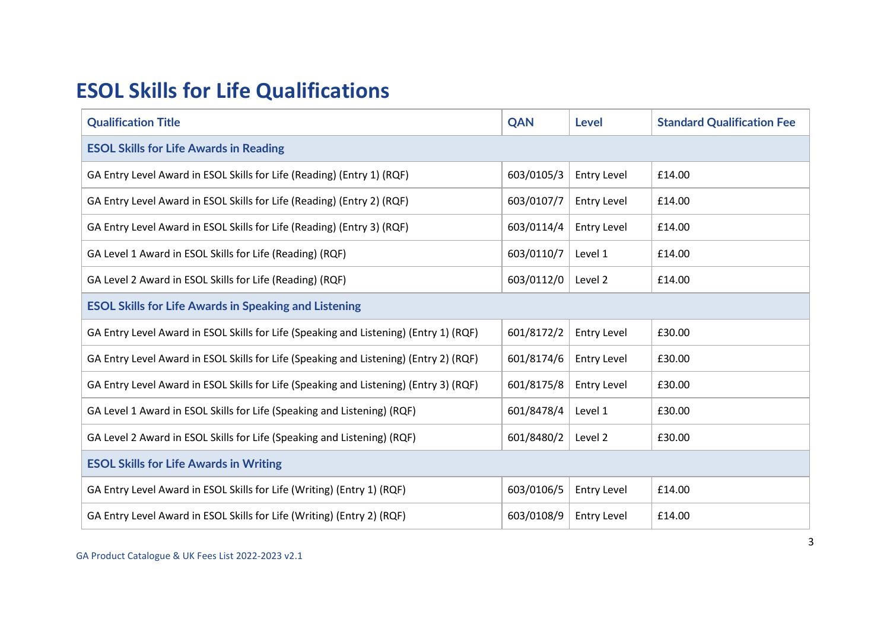# ESOL Skills for Life Qualifications

| Qualification Title | QAN | Level | Standard Qualification Fee |
|---|---|---|---|
| **ESOL Skills for Life Awards in Reading** | | | |
| GA Entry Level Award in ESOL Skills for Life (Reading) (Entry 1) (RQF) | 603/0105/3 | Entry Level | £14.00 |
| GA Entry Level Award in ESOL Skills for Life (Reading) (Entry 2) (RQF) | 603/0107/7 | Entry Level | £14.00 |
| GA Entry Level Award in ESOL Skills for Life (Reading) (Entry 3) (RQF) | 603/0114/4 | Entry Level | £14.00 |
| GA Level 1 Award in ESOL Skills for Life (Reading) (RQF) | 603/0110/7 | Level 1 | £14.00 |
| GA Level 2 Award in ESOL Skills for Life (Reading) (RQF) | 603/0112/0 | Level 2 | £14.00 |
| **ESOL Skills for Life Awards in Speaking and Listening** | | | |
| GA Entry Level Award in ESOL Skills for Life (Speaking and Listening) (Entry 1) (RQF) | 601/8172/2 | Entry Level | £30.00 |
| GA Entry Level Award in ESOL Skills for Life (Speaking and Listening) (Entry 2) (RQF) | 601/8174/6 | Entry Level | £30.00 |
| GA Entry Level Award in ESOL Skills for Life (Speaking and Listening) (Entry 3) (RQF) | 601/8175/8 | Entry Level | £30.00 |
| GA Level 1 Award in ESOL Skills for Life (Speaking and Listening) (RQF) | 601/8478/4 | Level 1 | £30.00 |
| GA Level 2 Award in ESOL Skills for Life (Speaking and Listening) (RQF) | 601/8480/2 | Level 2 | £30.00 |
| **ESOL Skills for Life Awards in Writing** | | | |
| GA Entry Level Award in ESOL Skills for Life (Writing) (Entry 1) (RQF) | 603/0106/5 | Entry Level | £14.00 |
| GA Entry Level Award in ESOL Skills for Life (Writing) (Entry 2) (RQF) | 603/0108/9 | Entry Level | £14.00 |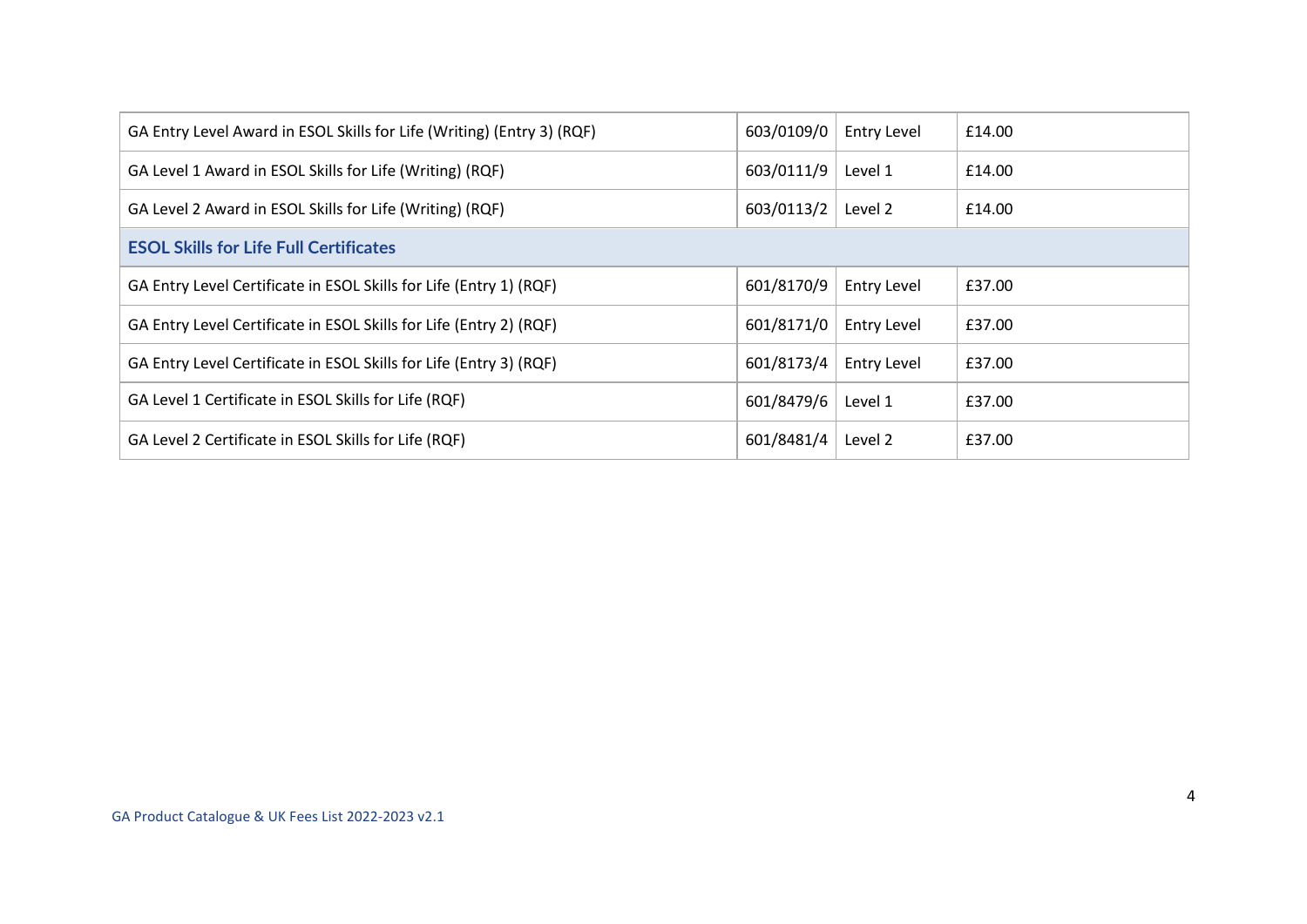| | | | |
|---|---|---|---|
| GA Entry Level Award in ESOL Skills for Life (Writing) (Entry 3) (RQF) | 603/0109/0 | Entry Level | £14.00 |
| GA Level 1 Award in ESOL Skills for Life (Writing) (RQF) | 603/0111/9 | Level 1 | £14.00 |
| GA Level 2 Award in ESOL Skills for Life (Writing) (RQF) | 603/0113/2 | Level 2 | £14.00 |
| **ESOL Skills for Life Full Certificates** | | | |
| GA Entry Level Certificate in ESOL Skills for Life (Entry 1) (RQF) | 601/8170/9 | Entry Level | £37.00 |
| GA Entry Level Certificate in ESOL Skills for Life (Entry 2) (RQF) | 601/8171/0 | Entry Level | £37.00 |
| GA Entry Level Certificate in ESOL Skills for Life (Entry 3) (RQF) | 601/8173/4 | Entry Level | £37.00 |
| GA Level 1 Certificate in ESOL Skills for Life (RQF) | 601/8479/6 | Level 1 | £37.00 |
| GA Level 2 Certificate in ESOL Skills for Life (RQF) | 601/8481/4 | Level 2 | £37.00 |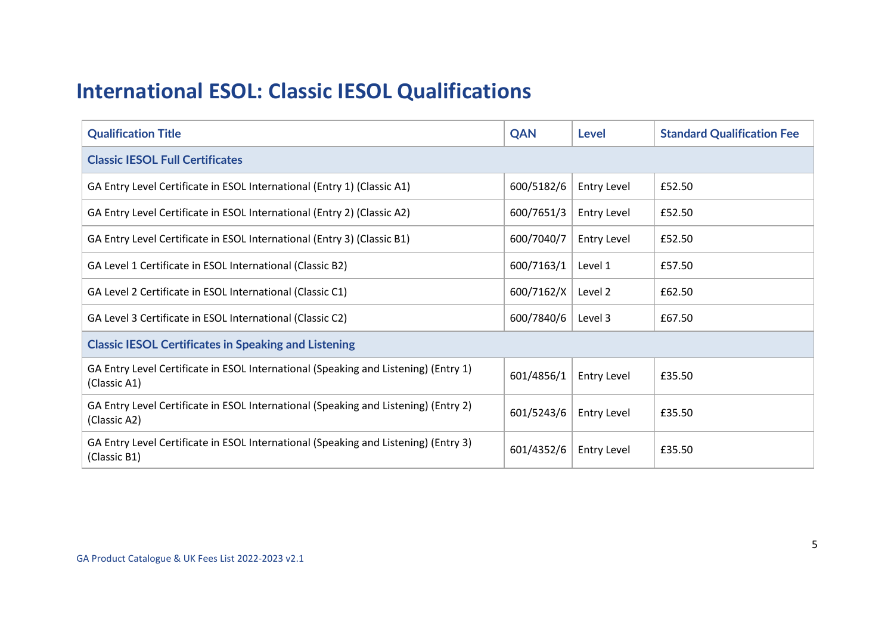# International ESOL: Classic IESOL Qualifications

| Qualification Title | QAN | Level | Standard Qualification Fee |
|---|---|---|---|
| **Classic IESOL Full Certificates** | | | |
| GA Entry Level Certificate in ESOL International (Entry 1) (Classic A1) | 600/5182/6 | Entry Level | £52.50 |
| GA Entry Level Certificate in ESOL International (Entry 2) (Classic A2) | 600/7651/3 | Entry Level | £52.50 |
| GA Entry Level Certificate in ESOL International (Entry 3) (Classic B1) | 600/7040/7 | Entry Level | £52.50 |
| GA Level 1 Certificate in ESOL International (Classic B2) | 600/7163/1 | Level 1 | £57.50 |
| GA Level 2 Certificate in ESOL International (Classic C1) | 600/7162/X | Level 2 | £62.50 |
| GA Level 3 Certificate in ESOL International (Classic C2) | 600/7840/6 | Level 3 | £67.50 |
| **Classic IESOL Certificates in Speaking and Listening** | | | |
| GA Entry Level Certificate in ESOL International (Speaking and Listening) (Entry 1) (Classic A1) | 601/4856/1 | Entry Level | £35.50 |
| GA Entry Level Certificate in ESOL International (Speaking and Listening) (Entry 2) (Classic A2) | 601/5243/6 | Entry Level | £35.50 |
| GA Entry Level Certificate in ESOL International (Speaking and Listening) (Entry 3) (Classic B1) | 601/4352/6 | Entry Level | £35.50 |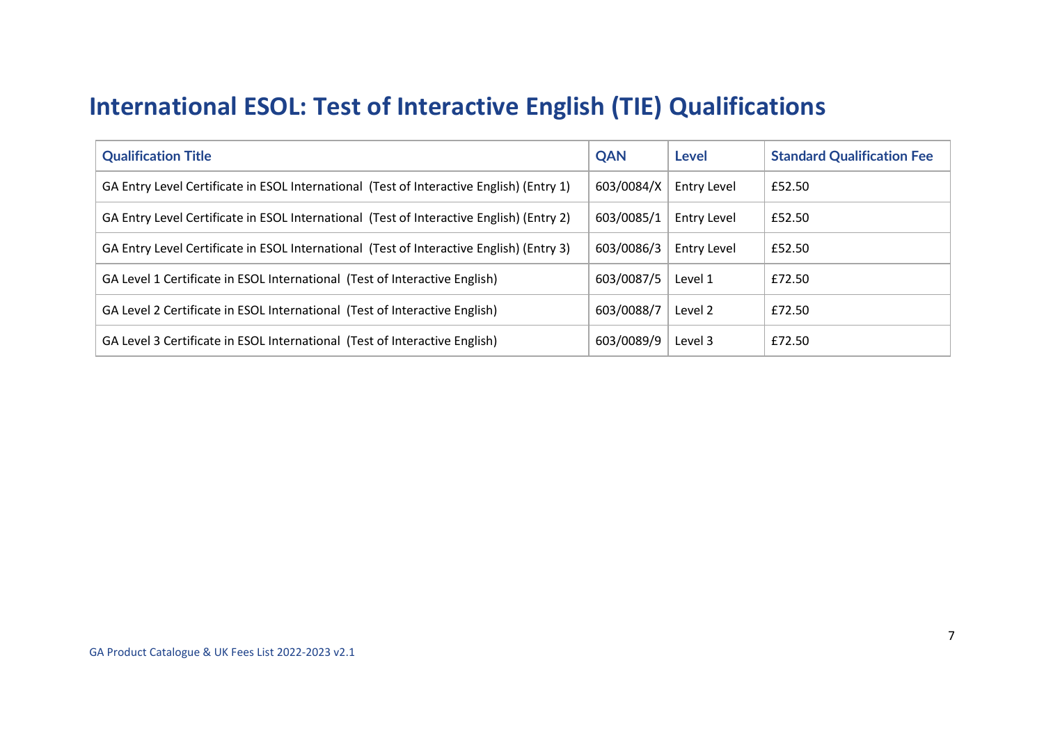# International ESOL: Test of Interactive English (TIE) Qualifications

| Qualification Title | QAN | Level | Standard Qualification Fee |
|---|---|---|---|
| GA Entry Level Certificate in ESOL International (Test of Interactive English) (Entry 1) | 603/0084/X | Entry Level | £52.50 |
| GA Entry Level Certificate in ESOL International (Test of Interactive English) (Entry 2) | 603/0085/1 | Entry Level | £52.50 |
| GA Entry Level Certificate in ESOL International (Test of Interactive English) (Entry 3) | 603/0086/3 | Entry Level | £52.50 |
| GA Level 1 Certificate in ESOL International (Test of Interactive English) | 603/0087/5 | Level 1 | £72.50 |
| GA Level 2 Certificate in ESOL International (Test of Interactive English) | 603/0088/7 | Level 2 | £72.50 |
| GA Level 3 Certificate in ESOL International (Test of Interactive English) | 603/0089/9 | Level 3 | £72.50 |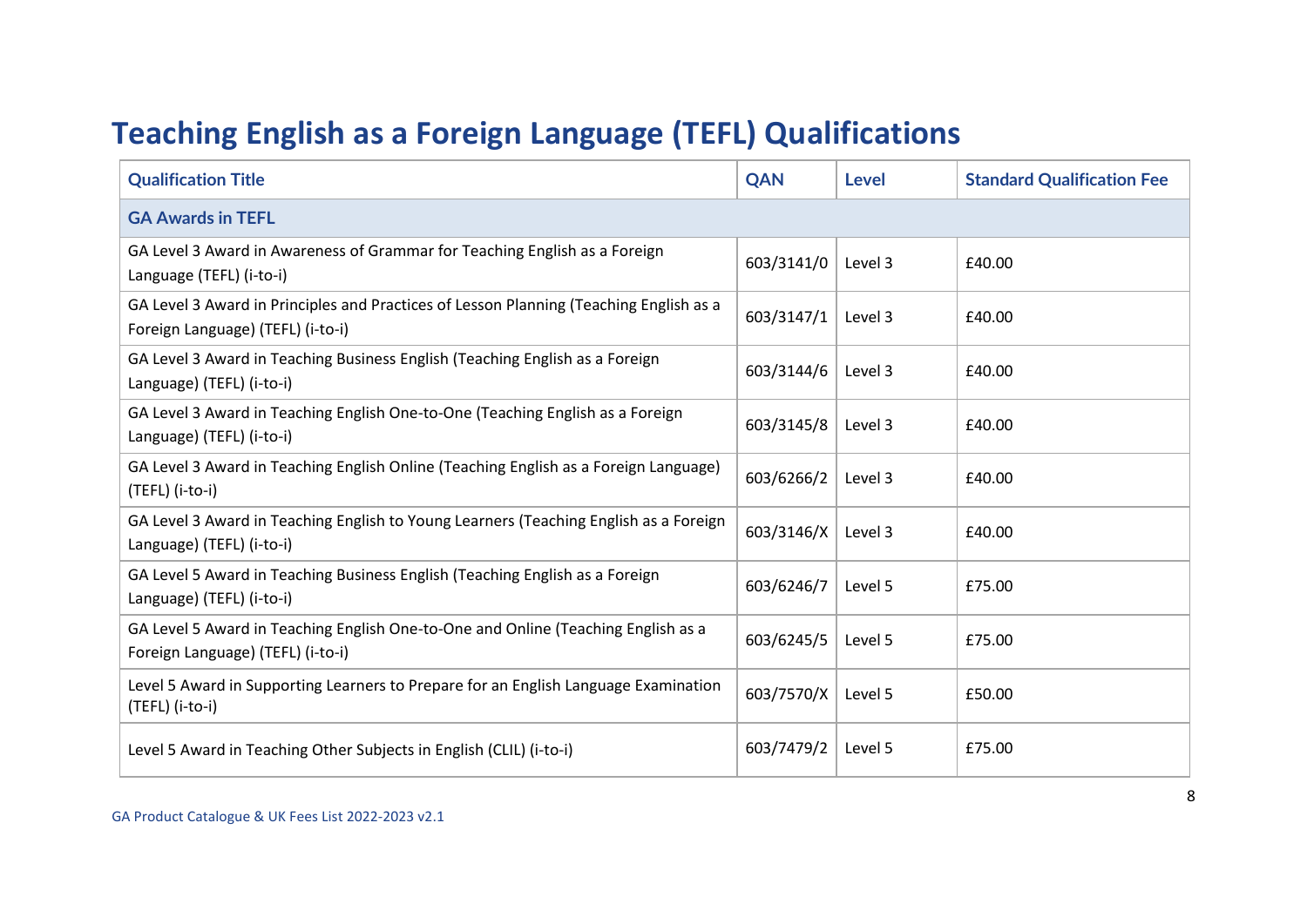# Teaching English as a Foreign Language (TEFL) Qualifications

| Qualification Title | QAN | Level | Standard Qualification Fee |
|---|---|---|---|
| **GA Awards in TEFL** | | | |
| GA Level 3 Award in Awareness of Grammar for Teaching English as a Foreign Language (TEFL) (i-to-i) | 603/3141/0 | Level 3 | £40.00 |
| GA Level 3 Award in Principles and Practices of Lesson Planning (Teaching English as a Foreign Language) (TEFL) (i-to-i) | 603/3147/1 | Level 3 | £40.00 |
| GA Level 3 Award in Teaching Business English (Teaching English as a Foreign Language) (TEFL) (i-to-i) | 603/3144/6 | Level 3 | £40.00 |
| GA Level 3 Award in Teaching English One-to-One (Teaching English as a Foreign Language) (TEFL) (i-to-i) | 603/3145/8 | Level 3 | £40.00 |
| GA Level 3 Award in Teaching English Online (Teaching English as a Foreign Language) (TEFL) (i-to-i) | 603/6266/2 | Level 3 | £40.00 |
| GA Level 3 Award in Teaching English to Young Learners (Teaching English as a Foreign Language) (TEFL) (i-to-i) | 603/3146/X | Level 3 | £40.00 |
| GA Level 5 Award in Teaching Business English (Teaching English as a Foreign Language) (TEFL) (i-to-i) | 603/6246/7 | Level 5 | £75.00 |
| GA Level 5 Award in Teaching English One-to-One and Online (Teaching English as a Foreign Language) (TEFL) (i-to-i) | 603/6245/5 | Level 5 | £75.00 |
| Level 5 Award in Supporting Learners to Prepare for an English Language Examination (TEFL) (i-to-i) | 603/7570/X | Level 5 | £50.00 |
| Level 5 Award in Teaching Other Subjects in English (CLIL) (i-to-i) | 603/7479/2 | Level 5 | £75.00 |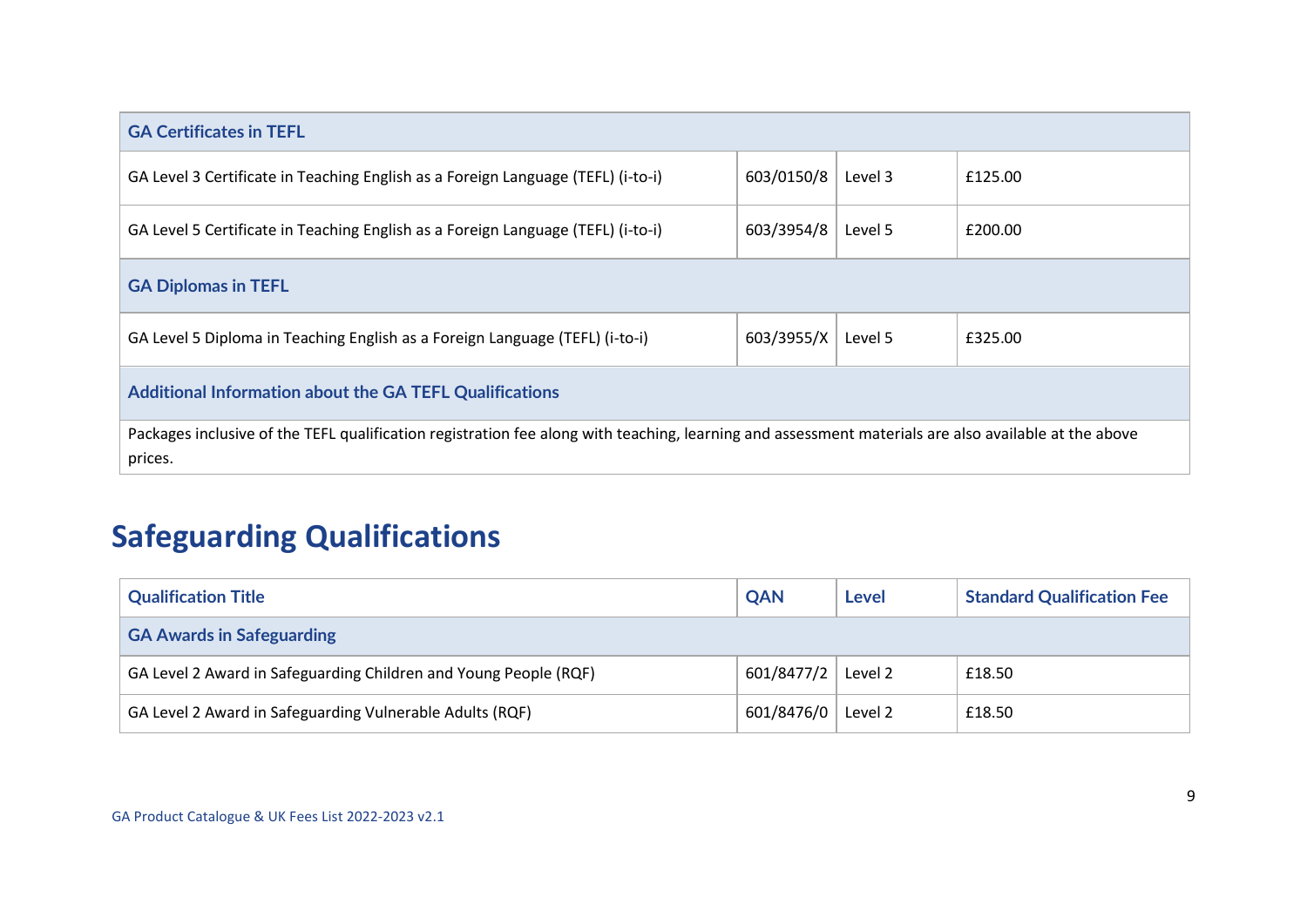| | | | |
|---|---|---|---|
| **GA Certificates in TEFL** | | | |
| GA Level 3 Certificate in Teaching English as a Foreign Language (TEFL) (i-to-i) | 603/0150/8 | Level 3 | £125.00 |
| GA Level 5 Certificate in Teaching English as a Foreign Language (TEFL) (i-to-i) | 603/3954/8 | Level 5 | £200.00 |
| **GA Diplomas in TEFL** | | | |
| GA Level 5 Diploma in Teaching English as a Foreign Language (TEFL) (i-to-i) | 603/3955/X | Level 5 | £325.00 |
| **Additional Information about the GA TEFL Qualifications** | | | |
| Packages inclusive of the TEFL qualification registration fee along with teaching, learning and assessment materials are also available at the above prices. | | | |

# Safeguarding Qualifications

| Qualification Title | QAN | Level | Standard Qualification Fee |
|---|---|---|---|
| **GA Awards in Safeguarding** | | | |
| GA Level 2 Award in Safeguarding Children and Young People (RQF) | 601/8477/2 | Level 2 | £18.50 |
| GA Level 2 Award in Safeguarding Vulnerable Adults (RQF) | 601/8476/0 | Level 2 | £18.50 |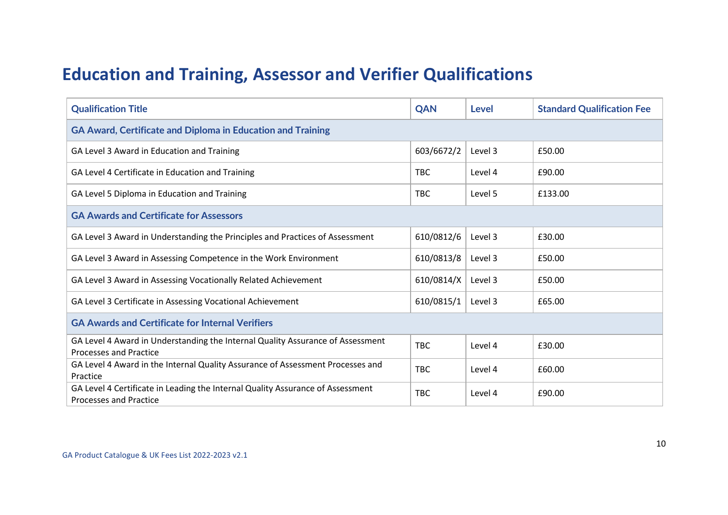# Education and Training, Assessor and Verifier Qualifications

| Qualification Title | QAN | Level | Standard Qualification Fee |
|---|---|---|---|
| **GA Award, Certificate and Diploma in Education and Training** | | | |
| GA Level 3 Award in Education and Training | 603/6672/2 | Level 3 | £50.00 |
| GA Level 4 Certificate in Education and Training | TBC | Level 4 | £90.00 |
| GA Level 5 Diploma in Education and Training | TBC | Level 5 | £133.00 |
| **GA Awards and Certificate for Assessors** | | | |
| GA Level 3 Award in Understanding the Principles and Practices of Assessment | 610/0812/6 | Level 3 | £30.00 |
| GA Level 3 Award in Assessing Competence in the Work Environment | 610/0813/8 | Level 3 | £50.00 |
| GA Level 3 Award in Assessing Vocationally Related Achievement | 610/0814/X | Level 3 | £50.00 |
| GA Level 3 Certificate in Assessing Vocational Achievement | 610/0815/1 | Level 3 | £65.00 |
| **GA Awards and Certificate for Internal Verifiers** | | | |
| GA Level 4 Award in Understanding the Internal Quality Assurance of Assessment Processes and Practice | TBC | Level 4 | £30.00 |
| GA Level 4 Award in the Internal Quality Assurance of Assessment Processes and Practice | TBC | Level 4 | £60.00 |
| GA Level 4 Certificate in Leading the Internal Quality Assurance of Assessment Processes and Practice | TBC | Level 4 | £90.00 |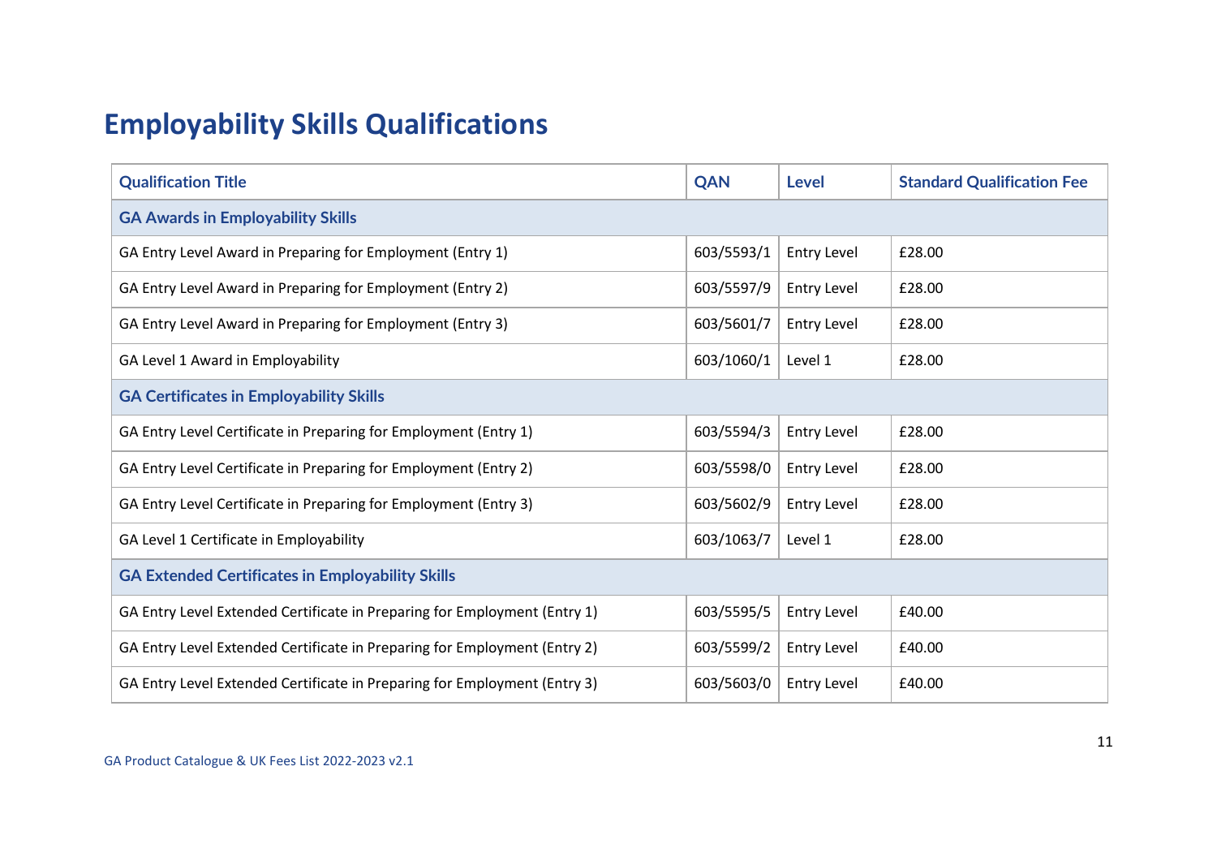# Employability Skills Qualifications

| Qualification Title | QAN | Level | Standard Qualification Fee |
|---|---|---|---|
| **GA Awards in Employability Skills** | | | |
| GA Entry Level Award in Preparing for Employment (Entry 1) | 603/5593/1 | Entry Level | £28.00 |
| GA Entry Level Award in Preparing for Employment (Entry 2) | 603/5597/9 | Entry Level | £28.00 |
| GA Entry Level Award in Preparing for Employment (Entry 3) | 603/5601/7 | Entry Level | £28.00 |
| GA Level 1 Award in Employability | 603/1060/1 | Level 1 | £28.00 |
| **GA Certificates in Employability Skills** | | | |
| GA Entry Level Certificate in Preparing for Employment (Entry 1) | 603/5594/3 | Entry Level | £28.00 |
| GA Entry Level Certificate in Preparing for Employment (Entry 2) | 603/5598/0 | Entry Level | £28.00 |
| GA Entry Level Certificate in Preparing for Employment (Entry 3) | 603/5602/9 | Entry Level | £28.00 |
| GA Level 1 Certificate in Employability | 603/1063/7 | Level 1 | £28.00 |
| **GA Extended Certificates in Employability Skills** | | | |
| GA Entry Level Extended Certificate in Preparing for Employment (Entry 1) | 603/5595/5 | Entry Level | £40.00 |
| GA Entry Level Extended Certificate in Preparing for Employment (Entry 2) | 603/5599/2 | Entry Level | £40.00 |
| GA Entry Level Extended Certificate in Preparing for Employment (Entry 3) | 603/5603/0 | Entry Level | £40.00 |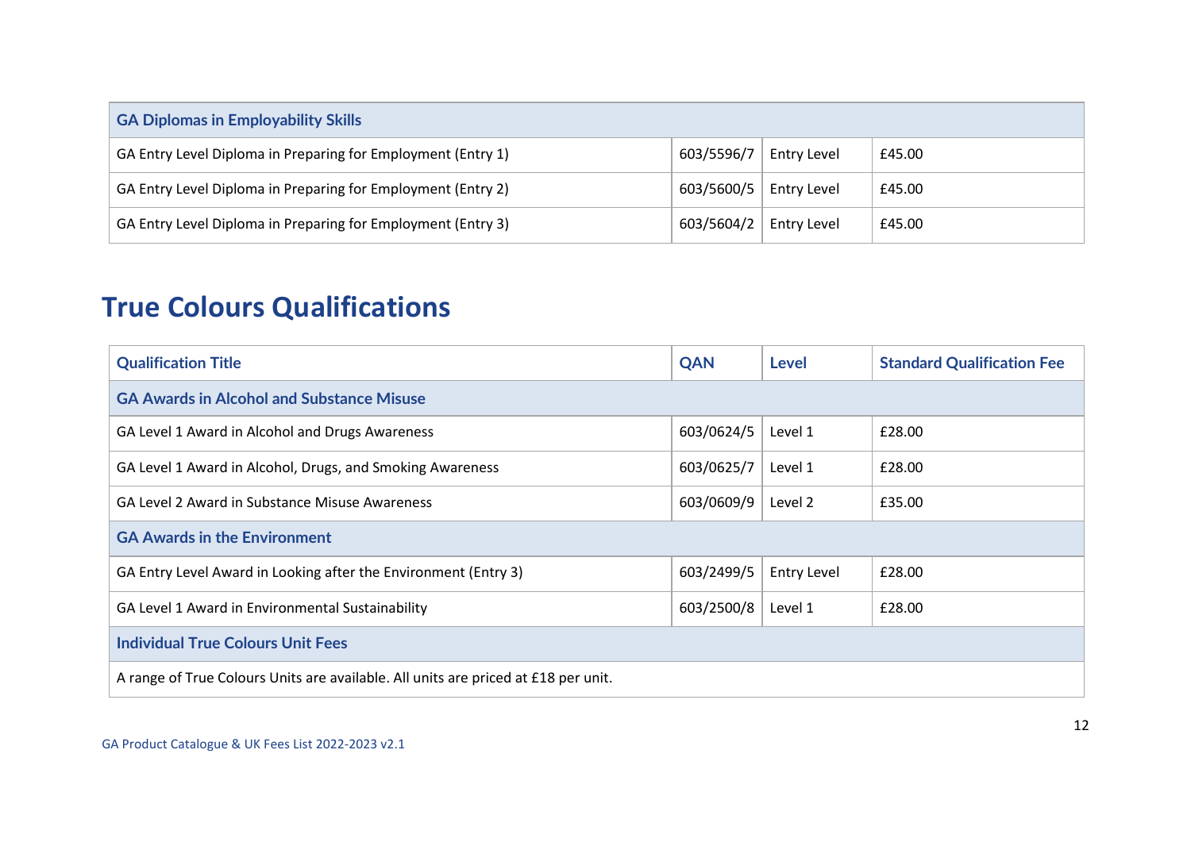| GA Diplomas in Employability Skills | | | |
|---|---|---|---|
| GA Entry Level Diploma in Preparing for Employment (Entry 1) | 603/5596/7 | Entry Level | £45.00 |
| GA Entry Level Diploma in Preparing for Employment (Entry 2) | 603/5600/5 | Entry Level | £45.00 |
| GA Entry Level Diploma in Preparing for Employment (Entry 3) | 603/5604/2 | Entry Level | £45.00 |

# True Colours Qualifications

| Qualification Title | QAN | Level | Standard Qualification Fee |
|---|---|---|---|
| **GA Awards in Alcohol and Substance Misuse** | | | |
| GA Level 1 Award in Alcohol and Drugs Awareness | 603/0624/5 | Level 1 | £28.00 |
| GA Level 1 Award in Alcohol, Drugs, and Smoking Awareness | 603/0625/7 | Level 1 | £28.00 |
| GA Level 2 Award in Substance Misuse Awareness | 603/0609/9 | Level 2 | £35.00 |
| **GA Awards in the Environment** | | | |
| GA Entry Level Award in Looking after the Environment (Entry 3) | 603/2499/5 | Entry Level | £28.00 |
| GA Level 1 Award in Environmental Sustainability | 603/2500/8 | Level 1 | £28.00 |
| **Individual True Colours Unit Fees** | | | |
| A range of True Colours Units are available. All units are priced at £18 per unit. | | | |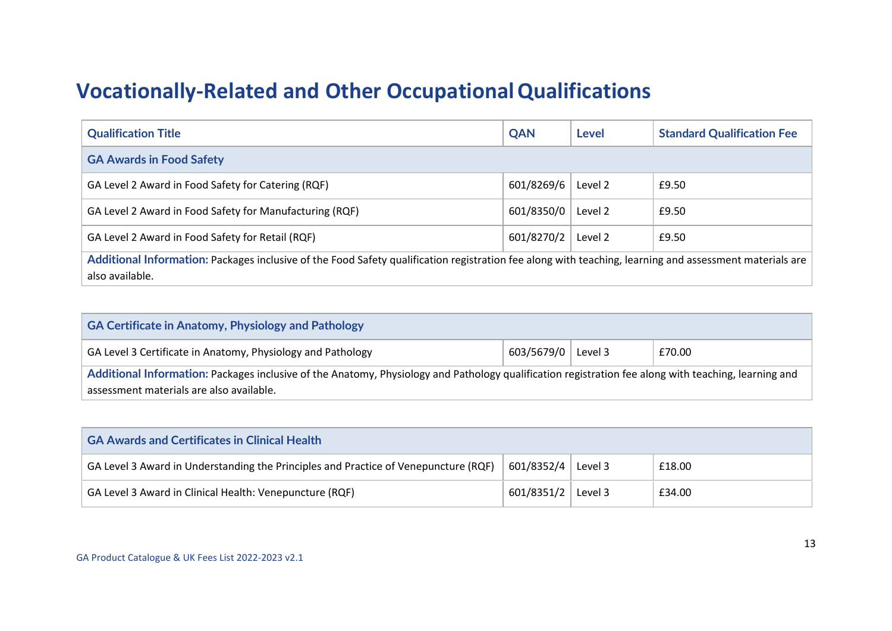# Vocationally-Related and Other Occupational Qualifications

| Qualification Title | QAN | Level | Standard Qualification Fee |
|---|---|---|---|
| **GA Awards in Food Safety** | | | |
| GA Level 2 Award in Food Safety for Catering (RQF) | 601/8269/6 | Level 2 | £9.50 |
| GA Level 2 Award in Food Safety for Manufacturing (RQF) | 601/8350/0 | Level 2 | £9.50 |
| GA Level 2 Award in Food Safety for Retail (RQF) | 601/8270/2 | Level 2 | £9.50 |
| **Additional Information:** Packages inclusive of the Food Safety qualification registration fee along with teaching, learning and assessment materials are also available. | | | |

| **GA Certificate in Anatomy, Physiology and Pathology** | | | |
|---|---|---|---|
| GA Level 3 Certificate in Anatomy, Physiology and Pathology | 603/5679/0 | Level 3 | £70.00 |
| **Additional Information:** Packages inclusive of the Anatomy, Physiology and Pathology qualification registration fee along with teaching, learning and assessment materials are also available. | | | |

| **GA Awards and Certificates in Clinical Health** | | | |
|---|---|---|---|
| GA Level 3 Award in Understanding the Principles and Practice of Venepuncture (RQF) | 601/8352/4 | Level 3 | £18.00 |
| GA Level 3 Award in Clinical Health: Venepuncture (RQF) | 601/8351/2 | Level 3 | £34.00 |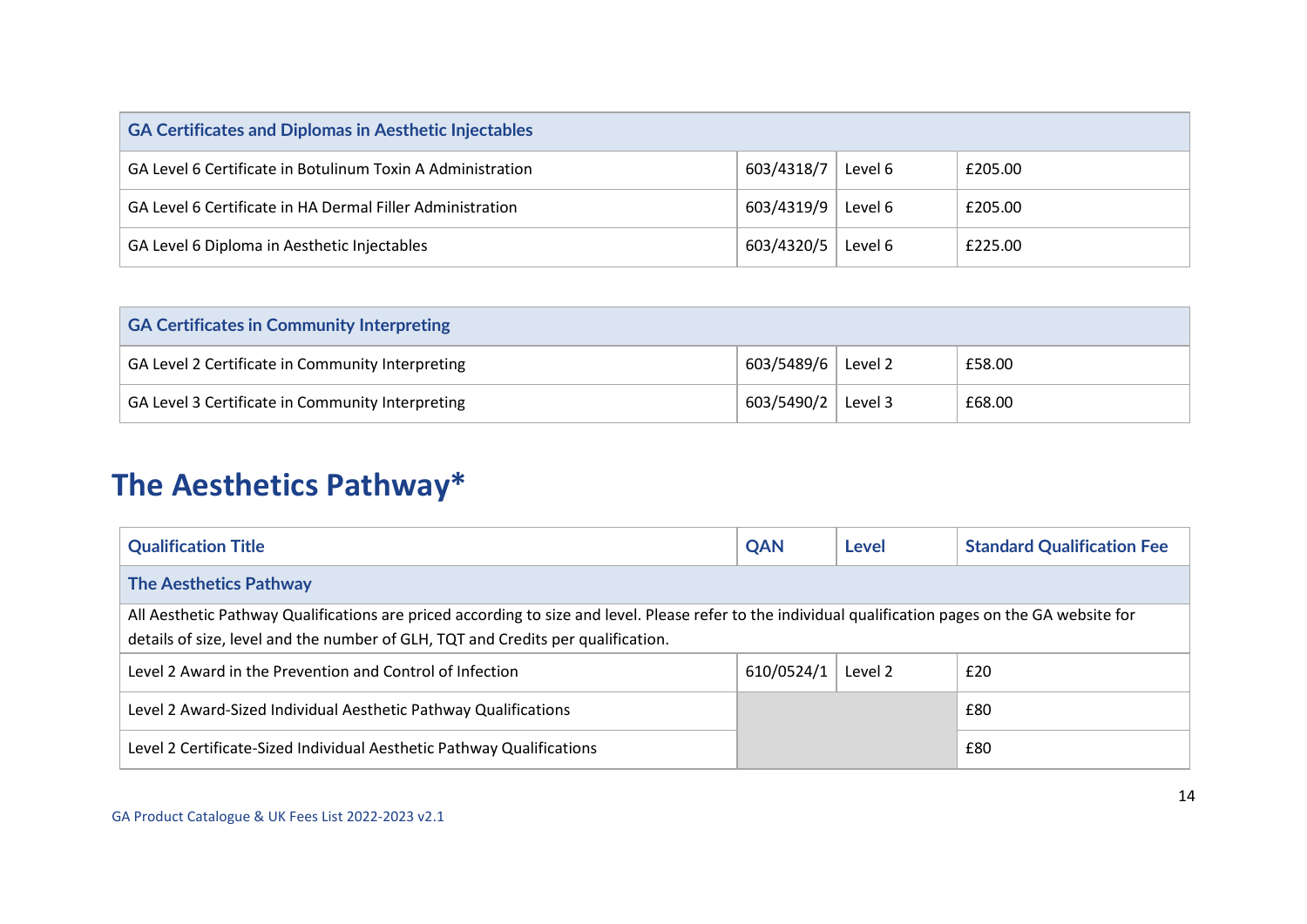| GA Certificates and Diplomas in Aesthetic Injectables | | | |
|---|---|---|---|
| GA Level 6 Certificate in Botulinum Toxin A Administration | 603/4318/7 | Level 6 | £205.00 |
| GA Level 6 Certificate in HA Dermal Filler Administration | 603/4319/9 | Level 6 | £205.00 |
| GA Level 6 Diploma in Aesthetic Injectables | 603/4320/5 | Level 6 | £225.00 |

| GA Certificates in Community Interpreting | | | |
|---|---|---|---|
| GA Level 2 Certificate in Community Interpreting | 603/5489/6 | Level 2 | £58.00 |
| GA Level 3 Certificate in Community Interpreting | 603/5490/2 | Level 3 | £68.00 |

# The Aesthetics Pathway*

| Qualification Title | QAN | Level | Standard Qualification Fee |
|---|---|---|---|
| **The Aesthetics Pathway** | | | |
| All Aesthetic Pathway Qualifications are priced according to size and level. Please refer to the individual qualification pages on the GA website for details of size, level and the number of GLH, TQT and Credits per qualification. | | | |
| Level 2 Award in the Prevention and Control of Infection | 610/0524/1 | Level 2 | £20 |
| Level 2 Award-Sized Individual Aesthetic Pathway Qualifications | | | £80 |
| Level 2 Certificate-Sized Individual Aesthetic Pathway Qualifications | | | £80 |

GA Product Catalogue & UK Fees List 2022-2023 v2.1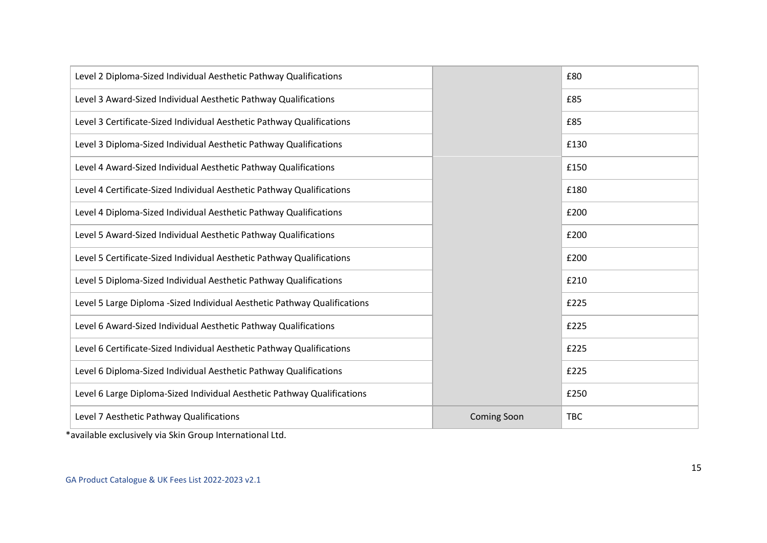| | | |
|---|---|---|
| Level 2 Diploma-Sized Individual Aesthetic Pathway Qualifications | | £80 |
| Level 3 Award-Sized Individual Aesthetic Pathway Qualifications | | £85 |
| Level 3 Certificate-Sized Individual Aesthetic Pathway Qualifications | | £85 |
| Level 3 Diploma-Sized Individual Aesthetic Pathway Qualifications | | £130 |
| Level 4 Award-Sized Individual Aesthetic Pathway Qualifications | | £150 |
| Level 4 Certificate-Sized Individual Aesthetic Pathway Qualifications | | £180 |
| Level 4 Diploma-Sized Individual Aesthetic Pathway Qualifications | | £200 |
| Level 5 Award-Sized Individual Aesthetic Pathway Qualifications | | £200 |
| Level 5 Certificate-Sized Individual Aesthetic Pathway Qualifications | | £200 |
| Level 5 Diploma-Sized Individual Aesthetic Pathway Qualifications | | £210 |
| Level 5 Large Diploma -Sized Individual Aesthetic Pathway Qualifications | | £225 |
| Level 6 Award-Sized Individual Aesthetic Pathway Qualifications | | £225 |
| Level 6 Certificate-Sized Individual Aesthetic Pathway Qualifications | | £225 |
| Level 6 Diploma-Sized Individual Aesthetic Pathway Qualifications | | £225 |
| Level 6 Large Diploma-Sized Individual Aesthetic Pathway Qualifications | | £250 |
| Level 7 Aesthetic Pathway Qualifications | Coming Soon | TBC |

*available exclusively via Skin Group International Ltd.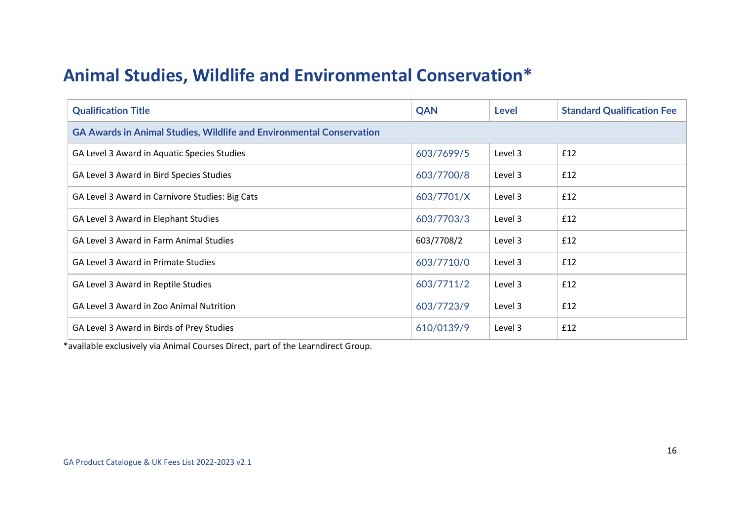# Animal Studies, Wildlife and Environmental Conservation*

| Qualification Title | QAN | Level | Standard Qualification Fee |
|---|---|---|---|
| **GA Awards in Animal Studies, Wildlife and Environmental Conservation** | | | |
| GA Level 3 Award in Aquatic Species Studies | 603/7699/5 | Level 3 | £12 |
| GA Level 3 Award in Bird Species Studies | 603/7700/8 | Level 3 | £12 |
| GA Level 3 Award in Carnivore Studies: Big Cats | 603/7701/X | Level 3 | £12 |
| GA Level 3 Award in Elephant Studies | 603/7703/3 | Level 3 | £12 |
| GA Level 3 Award in Farm Animal Studies | 603/7708/2 | Level 3 | £12 |
| GA Level 3 Award in Primate Studies | 603/7710/0 | Level 3 | £12 |
| GA Level 3 Award in Reptile Studies | 603/7711/2 | Level 3 | £12 |
| GA Level 3 Award in Zoo Animal Nutrition | 603/7723/9 | Level 3 | £12 |
| GA Level 3 Award in Birds of Prey Studies | 610/0139/9 | Level 3 | £12 |

*available exclusively via Animal Courses Direct, part of the Learndirect Group.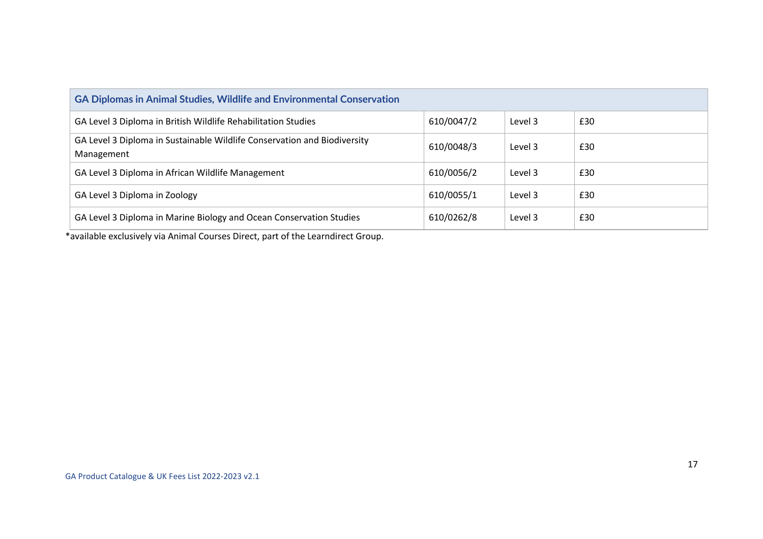| GA Diplomas in Animal Studies, Wildlife and Environmental Conservation | | | |
|---|---|---|---|
| GA Level 3 Diploma in British Wildlife Rehabilitation Studies | 610/0047/2 | Level 3 | £30 |
| GA Level 3 Diploma in Sustainable Wildlife Conservation and Biodiversity Management | 610/0048/3 | Level 3 | £30 |
| GA Level 3 Diploma in African Wildlife Management | 610/0056/2 | Level 3 | £30 |
| GA Level 3 Diploma in Zoology | 610/0055/1 | Level 3 | £30 |
| GA Level 3 Diploma in Marine Biology and Ocean Conservation Studies | 610/0262/8 | Level 3 | £30 |

*available exclusively via Animal Courses Direct, part of the Learndirect Group.